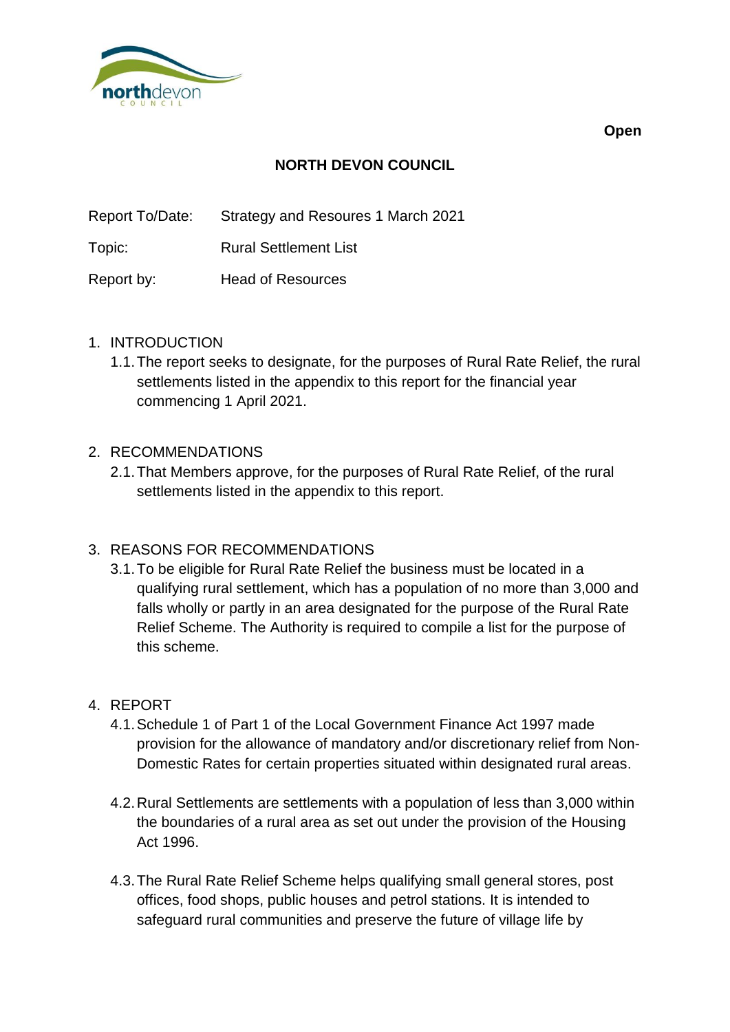**Open**

# NORTH DEVON COUNCIL

Report To/Date: Strategy and Resoures 1 March 2021

Topic: Rural Settlement List

Report by: Head of Resources

1. INTRODUCTION
   1.1. The report seeks to designate, for the purposes of Rural Rate Relief, the rural settlements listed in the appendix to this report for the financial year commencing 1 April 2021.

2. RECOMMENDATIONS
   2.1. That Members approve, for the purposes of Rural Rate Relief, of the rural settlements listed in the appendix to this report.

3. REASONS FOR RECOMMENDATIONS
   3.1. To be eligible for Rural Rate Relief the business must be located in a qualifying rural settlement, which has a population of no more than 3,000 and falls wholly or partly in an area designated for the purpose of the Rural Rate Relief Scheme. The Authority is required to compile a list for the purpose of this scheme.

4. REPORT
   4.1. Schedule 1 of Part 1 of the Local Government Finance Act 1997 made provision for the allowance of mandatory and/or discretionary relief from Non-Domestic Rates for certain properties situated within designated rural areas.

   4.2. Rural Settlements are settlements with a population of less than 3,000 within the boundaries of a rural area as set out under the provision of the Housing Act 1996.

   4.3. The Rural Rate Relief Scheme helps qualifying small general stores, post offices, food shops, public houses and petrol stations. It is intended to safeguard rural communities and preserve the future of village life by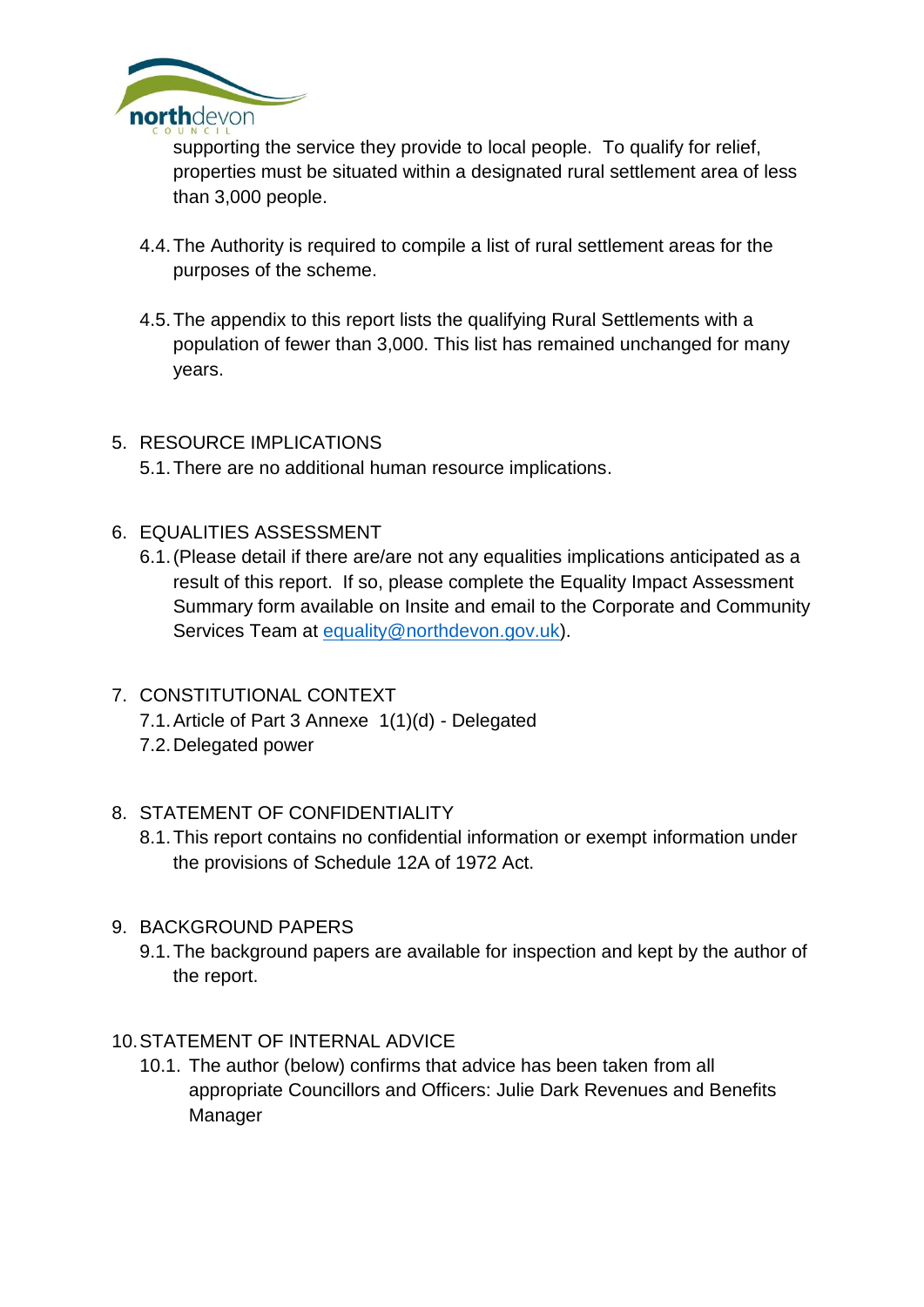supporting the service they provide to local people. To qualify for relief, properties must be situated within a designated rural settlement area of less than 3,000 people.

4.4. The Authority is required to compile a list of rural settlement areas for the purposes of the scheme.

4.5. The appendix to this report lists the qualifying Rural Settlements with a population of fewer than 3,000. This list has remained unchanged for many years.

5. RESOURCE IMPLICATIONS

5.1. There are no additional human resource implications.

6. EQUALITIES ASSESSMENT

6.1. (Please detail if there are/are not any equalities implications anticipated as a result of this report. If so, please complete the Equality Impact Assessment Summary form available on Insite and email to the Corporate and Community Services Team at equality@northdevon.gov.uk).

7. CONSTITUTIONAL CONTEXT

7.1. Article of Part 3 Annexe 1(1)(d) - Delegated

7.2. Delegated power

8. STATEMENT OF CONFIDENTIALITY

8.1. This report contains no confidential information or exempt information under the provisions of Schedule 12A of 1972 Act.

9. BACKGROUND PAPERS

9.1. The background papers are available for inspection and kept by the author of the report.

10. STATEMENT OF INTERNAL ADVICE

10.1. The author (below) confirms that advice has been taken from all appropriate Councillors and Officers: Julie Dark Revenues and Benefits Manager